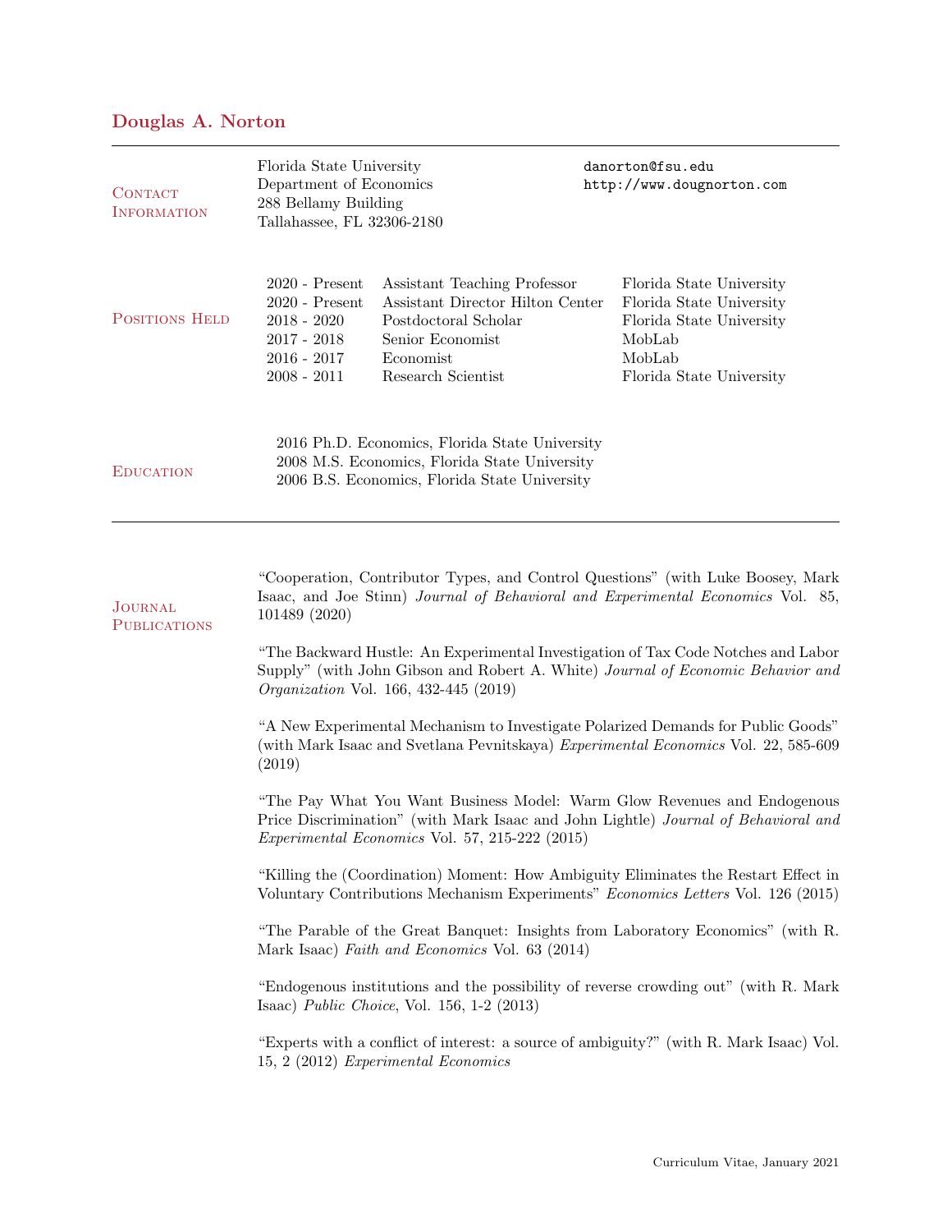# Douglas A. Norton

## Contact Information

Florida State University
Department of Economics
288 Bellamy Building
Tallahassee, FL 32306-2180

danorton@fsu.edu
http://www.dougnorton.com

## Positions Held

| | | |
|---|---|---|
| 2020 - Present | Assistant Teaching Professor | Florida State University |
| 2020 - Present | Assistant Director Hilton Center | Florida State University |
| 2018 - 2020 | Postdoctoral Scholar | Florida State University |
| 2017 - 2018 | Senior Economist | MobLab |
| 2016 - 2017 | Economist | MobLab |
| 2008 - 2011 | Research Scientist | Florida State University |

## Education

2016 Ph.D. Economics, Florida State University
2008 M.S. Economics, Florida State University
2006 B.S. Economics, Florida State University

## Journal Publications

"Cooperation, Contributor Types, and Control Questions" (with Luke Boosey, Mark Isaac, and Joe Stinn) *Journal of Behavioral and Experimental Economics* Vol. 85, 101489 (2020)

"The Backward Hustle: An Experimental Investigation of Tax Code Notches and Labor Supply" (with John Gibson and Robert A. White) *Journal of Economic Behavior and Organization* Vol. 166, 432-445 (2019)

"A New Experimental Mechanism to Investigate Polarized Demands for Public Goods" (with Mark Isaac and Svetlana Pevnitskaya) *Experimental Economics* Vol. 22, 585-609 (2019)

"The Pay What You Want Business Model: Warm Glow Revenues and Endogenous Price Discrimination" (with Mark Isaac and John Lightle) *Journal of Behavioral and Experimental Economics* Vol. 57, 215-222 (2015)

"Killing the (Coordination) Moment: How Ambiguity Eliminates the Restart Effect in Voluntary Contributions Mechanism Experiments" *Economics Letters* Vol. 126 (2015)

"The Parable of the Great Banquet: Insights from Laboratory Economics" (with R. Mark Isaac) *Faith and Economics* Vol. 63 (2014)

"Endogenous institutions and the possibility of reverse crowding out" (with R. Mark Isaac) *Public Choice*, Vol. 156, 1-2 (2013)

"Experts with a conflict of interest: a source of ambiguity?" (with R. Mark Isaac) Vol. 15, 2 (2012) *Experimental Economics*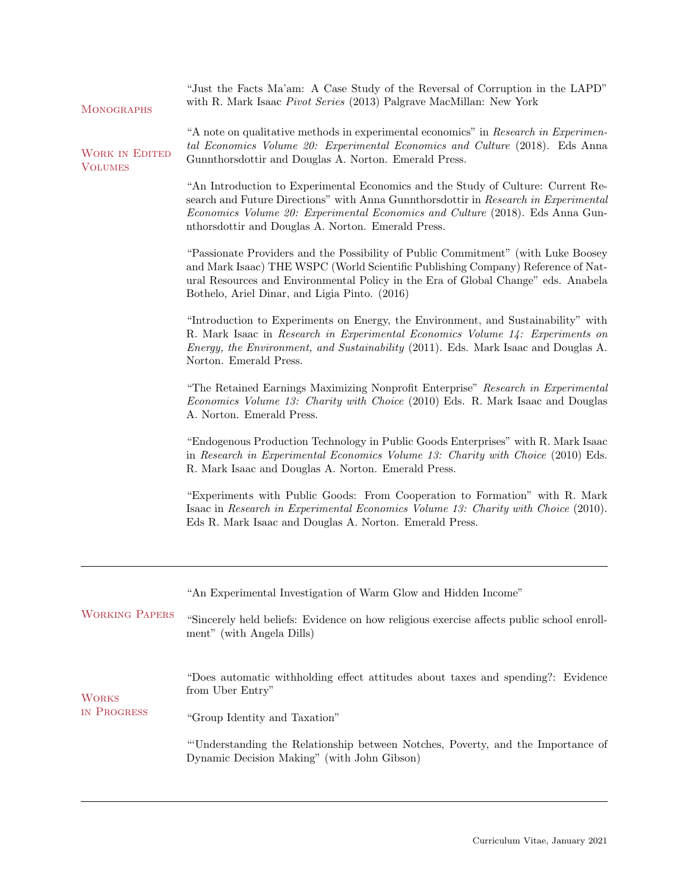## Monographs

"Just the Facts Ma'am: A Case Study of the Reversal of Corruption in the LAPD" with R. Mark Isaac *Pivot Series* (2013) Palgrave MacMillan: New York

## Work in Edited Volumes

"A note on qualitative methods in experimental economics" in *Research in Experimental Economics Volume 20: Experimental Economics and Culture* (2018). Eds Anna Gunnthorsdottir and Douglas A. Norton. Emerald Press.

"An Introduction to Experimental Economics and the Study of Culture: Current Research and Future Directions" with Anna Gunnthorsdottir in *Research in Experimental Economics Volume 20: Experimental Economics and Culture* (2018). Eds Anna Gunnthorsdottir and Douglas A. Norton. Emerald Press.

"Passionate Providers and the Possibility of Public Commitment" (with Luke Boosey and Mark Isaac) THE WSPC (World Scientific Publishing Company) Reference of Natural Resources and Environmental Policy in the Era of Global Change" eds. Anabela Bothelo, Ariel Dinar, and Ligia Pinto. (2016)

"Introduction to Experiments on Energy, the Environment, and Sustainability" with R. Mark Isaac in *Research in Experimental Economics Volume 14: Experiments on Energy, the Environment, and Sustainability* (2011). Eds. Mark Isaac and Douglas A. Norton. Emerald Press.

"The Retained Earnings Maximizing Nonprofit Enterprise" *Research in Experimental Economics Volume 13: Charity with Choice* (2010) Eds. R. Mark Isaac and Douglas A. Norton. Emerald Press.

"Endogenous Production Technology in Public Goods Enterprises" with R. Mark Isaac in *Research in Experimental Economics Volume 13: Charity with Choice* (2010) Eds. R. Mark Isaac and Douglas A. Norton. Emerald Press.

"Experiments with Public Goods: From Cooperation to Formation" with R. Mark Isaac in *Research in Experimental Economics Volume 13: Charity with Choice* (2010). Eds R. Mark Isaac and Douglas A. Norton. Emerald Press.

---

## Working Papers

"An Experimental Investigation of Warm Glow and Hidden Income"

"Sincerely held beliefs: Evidence on how religious exercise affects public school enrollment" (with Angela Dills)

## Works in Progress

"Does automatic withholding effect attitudes about taxes and spending?: Evidence from Uber Entry"

"Group Identity and Taxation"

"'Understanding the Relationship between Notches, Poverty, and the Importance of Dynamic Decision Making" (with John Gibson)

---

Curriculum Vitae, January 2021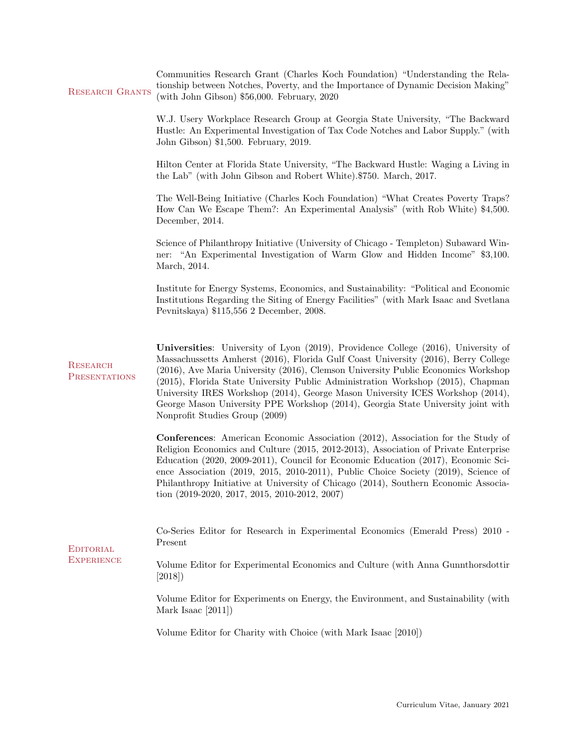## Research Grants

Communities Research Grant (Charles Koch Foundation) "Understanding the Relationship between Notches, Poverty, and the Importance of Dynamic Decision Making" (with John Gibson) $56,000. February, 2020

W.J. Usery Workplace Research Group at Georgia State University, "The Backward Hustle: An Experimental Investigation of Tax Code Notches and Labor Supply." (with John Gibson) $1,500. February, 2019.

Hilton Center at Florida State University, "The Backward Hustle: Waging a Living in the Lab" (with John Gibson and Robert White).$750. March, 2017.

The Well-Being Initiative (Charles Koch Foundation) "What Creates Poverty Traps? How Can We Escape Them?: An Experimental Analysis" (with Rob White) $4,500. December, 2014.

Science of Philanthropy Initiative (University of Chicago - Templeton) Subaward Winner: "An Experimental Investigation of Warm Glow and Hidden Income" $3,100. March, 2014.

Institute for Energy Systems, Economics, and Sustainability: "Political and Economic Institutions Regarding the Siting of Energy Facilities" (with Mark Isaac and Svetlana Pevnitskaya) $115,556 2 December, 2008.

## Research Presentations

**Universities**: University of Lyon (2019), Providence College (2016), University of Massachussetts Amherst (2016), Florida Gulf Coast University (2016), Berry College (2016), Ave Maria University (2016), Clemson University Public Economics Workshop (2015), Florida State University Public Administration Workshop (2015), Chapman University IRES Workshop (2014), George Mason University ICES Workshop (2014), George Mason University PPE Workshop (2014), Georgia State University joint with Nonprofit Studies Group (2009)

**Conferences**: American Economic Association (2012), Association for the Study of Religion Economics and Culture (2015, 2012-2013), Association of Private Enterprise Education (2020, 2009-2011), Council for Economic Education (2017), Economic Science Association (2019, 2015, 2010-2011), Public Choice Society (2019), Science of Philanthropy Initiative at University of Chicago (2014), Southern Economic Association (2019-2020, 2017, 2015, 2010-2012, 2007)

## Editorial Experience

Co-Series Editor for Research in Experimental Economics (Emerald Press) 2010 - Present

Volume Editor for Experimental Economics and Culture (with Anna Gunnthorsdottir [2018])

Volume Editor for Experiments on Energy, the Environment, and Sustainability (with Mark Isaac [2011])

Volume Editor for Charity with Choice (with Mark Isaac [2010])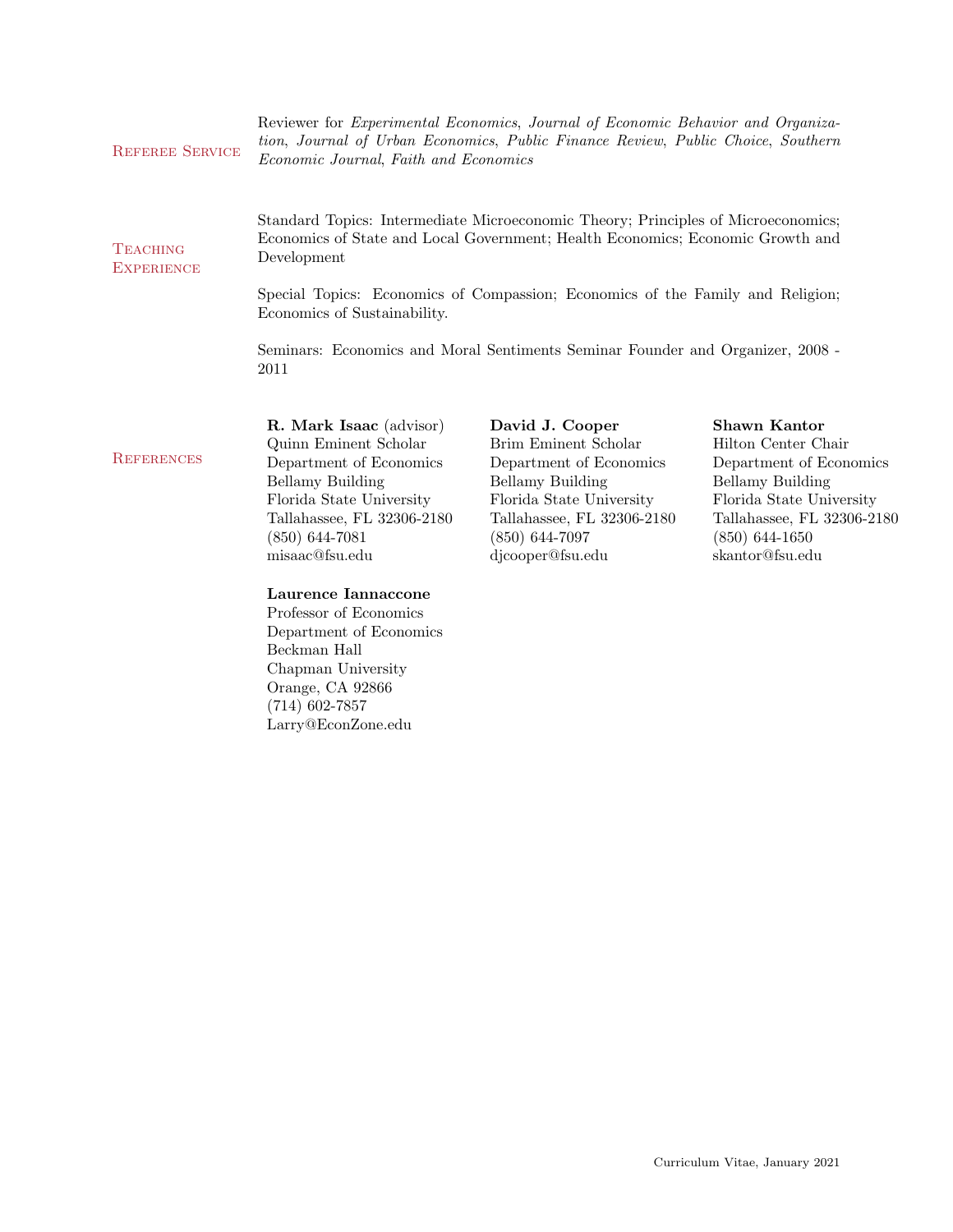## Referee Service

Reviewer for *Experimental Economics*, *Journal of Economic Behavior and Organization*, *Journal of Urban Economics*, *Public Finance Review*, *Public Choice*, *Southern Economic Journal*, *Faith and Economics*

## Teaching Experience

Standard Topics: Intermediate Microeconomic Theory; Principles of Microeconomics; Economics of State and Local Government; Health Economics; Economic Growth and Development

Special Topics: Economics of Compassion; Economics of the Family and Religion; Economics of Sustainability.

Seminars: Economics and Moral Sentiments Seminar Founder and Organizer, 2008 - 2011

## References

**R. Mark Isaac** (advisor)
Quinn Eminent Scholar
Department of Economics
Bellamy Building
Florida State University
Tallahassee, FL 32306-2180
(850) 644-7081
misaac@fsu.edu

**David J. Cooper**
Brim Eminent Scholar
Department of Economics
Bellamy Building
Florida State University
Tallahassee, FL 32306-2180
(850) 644-7097
djcooper@fsu.edu

**Shawn Kantor**
Hilton Center Chair
Department of Economics
Bellamy Building
Florida State University
Tallahassee, FL 32306-2180
(850) 644-1650
skantor@fsu.edu

**Laurence Iannaccone**
Professor of Economics
Department of Economics
Beckman Hall
Chapman University
Orange, CA 92866
(714) 602-7857
Larry@EconZone.edu